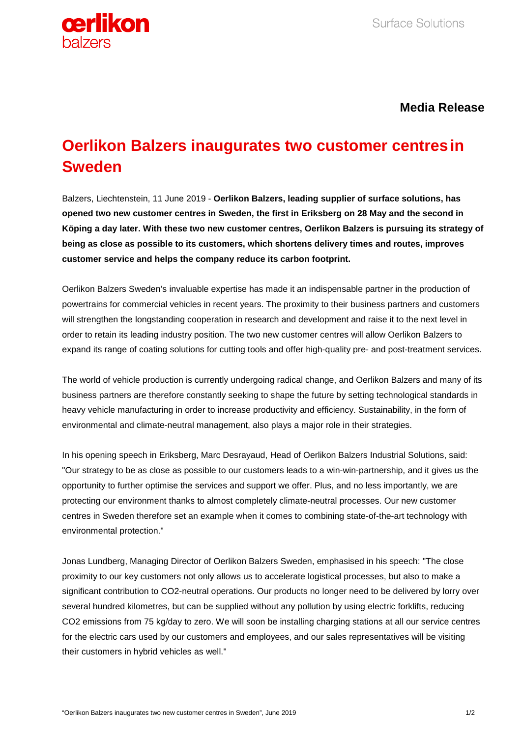**Media Release**

# Oerlikon Balzers inaugurates two customer centres in Sweden

Balzers, Liechtenstein, 11 June 2019 - **Oerlikon Balzers, leading supplier of surface solutions, has opened two new customer centres in Sweden, the first in Eriksberg on 28 May and the second in Köping a day later. With these two new customer centres, Oerlikon Balzers is pursuing its strategy of being as close as possible to its customers, which shortens delivery times and routes, improves customer service and helps the company reduce its carbon footprint.**

Oerlikon Balzers Sweden's invaluable expertise has made it an indispensable partner in the production of powertrains for commercial vehicles in recent years. The proximity to their business partners and customers will strengthen the longstanding cooperation in research and development and raise it to the next level in order to retain its leading industry position. The two new customer centres will allow Oerlikon Balzers to expand its range of coating solutions for cutting tools and offer high-quality pre- and post-treatment services.

The world of vehicle production is currently undergoing radical change, and Oerlikon Balzers and many of its business partners are therefore constantly seeking to shape the future by setting technological standards in heavy vehicle manufacturing in order to increase productivity and efficiency. Sustainability, in the form of environmental and climate-neutral management, also plays a major role in their strategies.

In his opening speech in Eriksberg, Marc Desrayaud, Head of Oerlikon Balzers Industrial Solutions, said: "Our strategy to be as close as possible to our customers leads to a win-win-partnership, and it gives us the opportunity to further optimise the services and support we offer. Plus, and no less importantly, we are protecting our environment thanks to almost completely climate-neutral processes. Our new customer centres in Sweden therefore set an example when it comes to combining state-of-the-art technology with environmental protection."

Jonas Lundberg, Managing Director of Oerlikon Balzers Sweden, emphasised in his speech: "The close proximity to our key customers not only allows us to accelerate logistical processes, but also to make a significant contribution to $CO_2$-neutral operations. Our products no longer need to be delivered by lorry over several hundred kilometres, but can be supplied without any pollution by using electric forklifts, reducing $CO_2$ emissions from 75 kg/day to zero. We will soon be installing charging stations at all our service centres for the electric cars used by our customers and employees, and our sales representatives will be visiting their customers in hybrid vehicles as well."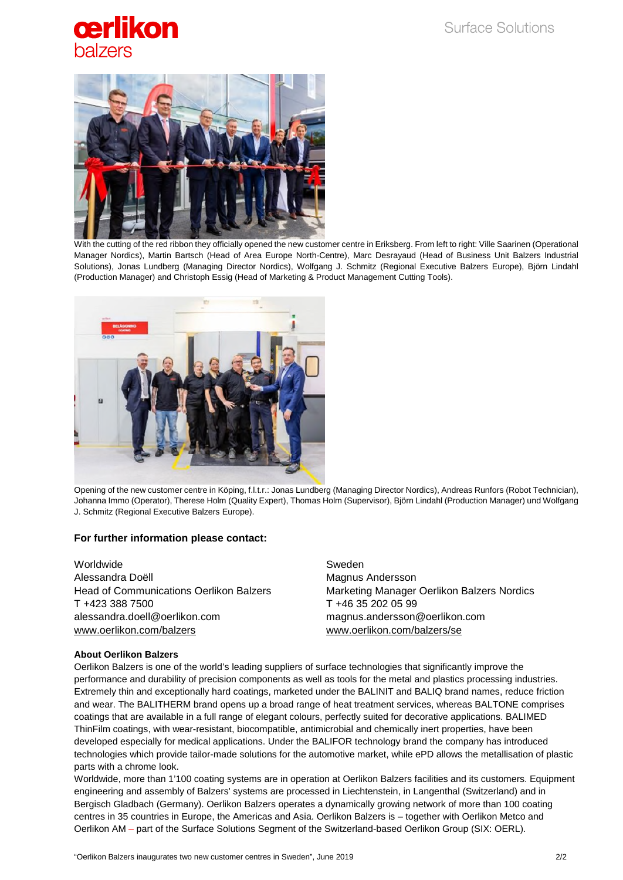With the cutting of the red ribbon they officially opened the new customer centre in Eriksberg. From left to right: Ville Saarinen (Operational Manager Nordics), Martin Bartsch (Head of Area Europe North-Centre), Marc Desrayaud (Head of Business Unit Balzers Industrial Solutions), Jonas Lundberg (Managing Director Nordics), Wolfgang J. Schmitz (Regional Executive Balzers Europe), Björn Lindahl (Production Manager) and Christoph Essig (Head of Marketing & Product Management Cutting Tools).

Opening of the new customer centre in Köping, f.l.t.r.: Jonas Lundberg (Managing Director Nordics), Andreas Runfors (Robot Technician), Johanna Immo (Operator), Therese Holm (Quality Expert), Thomas Holm (Supervisor), Björn Lindahl (Production Manager) und Wolfgang J. Schmitz (Regional Executive Balzers Europe).

### For further information please contact:

Worldwide
Alessandra Doëll
Head of Communications Oerlikon Balzers
T +423 388 7500
alessandra.doell@oerlikon.com
www.oerlikon.com/balzers

Sweden
Magnus Andersson
Marketing Manager Oerlikon Balzers Nordics
T +46 35 202 05 99
magnus.andersson@oerlikon.com
www.oerlikon.com/balzers/se

**About Oerlikon Balzers**

Oerlikon Balzers is one of the world's leading suppliers of surface technologies that significantly improve the performance and durability of precision components as well as tools for the metal and plastics processing industries. Extremely thin and exceptionally hard coatings, marketed under the BALINIT and BALIQ brand names, reduce friction and wear. The BALITHERM brand opens up a broad range of heat treatment services, whereas BALTONE comprises coatings that are available in a full range of elegant colours, perfectly suited for decorative applications. BALIMED ThinFilm coatings, with wear-resistant, biocompatible, antimicrobial and chemically inert properties, have been developed especially for medical applications. Under the BALIFOR technology brand the company has introduced technologies which provide tailor-made solutions for the automotive market, while ePD allows the metallisation of plastic parts with a chrome look.

Worldwide, more than 1'100 coating systems are in operation at Oerlikon Balzers facilities and its customers. Equipment engineering and assembly of Balzers' systems are processed in Liechtenstein, in Langenthal (Switzerland) and in Bergisch Gladbach (Germany). Oerlikon Balzers operates a dynamically growing network of more than 100 coating centres in 35 countries in Europe, the Americas and Asia. Oerlikon Balzers is – together with Oerlikon Metco and Oerlikon AM – part of the Surface Solutions Segment of the Switzerland-based Oerlikon Group (SIX: OERL).